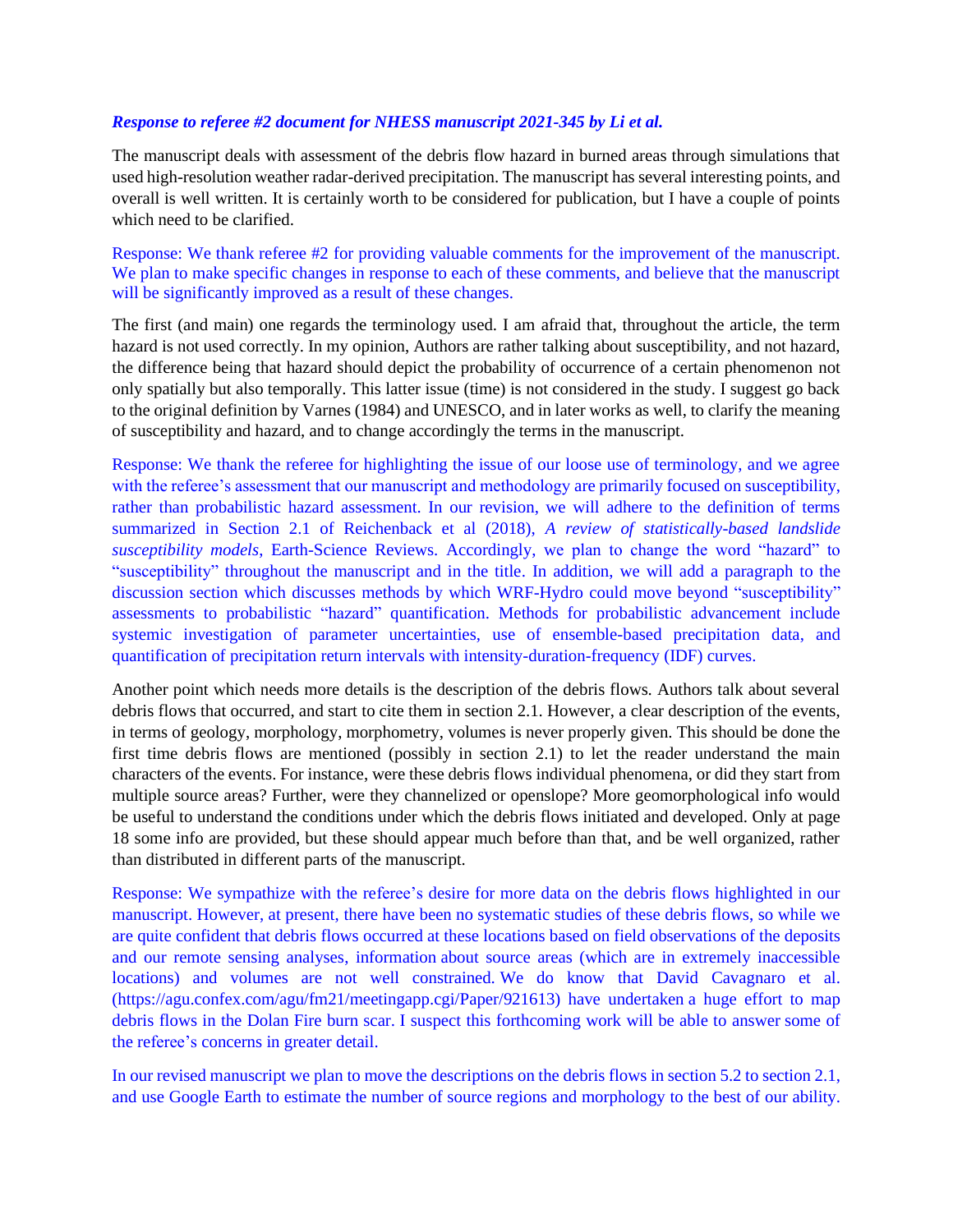***Response to referee #2 document for NHESS manuscript 2021-345 by Li et al.***

The manuscript deals with assessment of the debris flow hazard in burned areas through simulations that used high-resolution weather radar-derived precipitation. The manuscript has several interesting points, and overall is well written. It is certainly worth to be considered for publication, but I have a couple of points which need to be clarified.

Response: We thank referee #2 for providing valuable comments for the improvement of the manuscript. We plan to make specific changes in response to each of these comments, and believe that the manuscript will be significantly improved as a result of these changes.

The first (and main) one regards the terminology used. I am afraid that, throughout the article, the term hazard is not used correctly. In my opinion, Authors are rather talking about susceptibility, and not hazard, the difference being that hazard should depict the probability of occurrence of a certain phenomenon not only spatially but also temporally. This latter issue (time) is not considered in the study. I suggest go back to the original definition by Varnes (1984) and UNESCO, and in later works as well, to clarify the meaning of susceptibility and hazard, and to change accordingly the terms in the manuscript.

Response: We thank the referee for highlighting the issue of our loose use of terminology, and we agree with the referee's assessment that our manuscript and methodology are primarily focused on susceptibility, rather than probabilistic hazard assessment. In our revision, we will adhere to the definition of terms summarized in Section 2.1 of Reichenback et al (2018), *A review of statistically-based landslide susceptibility models*, Earth-Science Reviews. Accordingly, we plan to change the word "hazard" to "susceptibility" throughout the manuscript and in the title. In addition, we will add a paragraph to the discussion section which discusses methods by which WRF-Hydro could move beyond "susceptibility" assessments to probabilistic "hazard" quantification. Methods for probabilistic advancement include systemic investigation of parameter uncertainties, use of ensemble-based precipitation data, and quantification of precipitation return intervals with intensity-duration-frequency (IDF) curves.

Another point which needs more details is the description of the debris flows. Authors talk about several debris flows that occurred, and start to cite them in section 2.1. However, a clear description of the events, in terms of geology, morphology, morphometry, volumes is never properly given. This should be done the first time debris flows are mentioned (possibly in section 2.1) to let the reader understand the main characters of the events. For instance, were these debris flows individual phenomena, or did they start from multiple source areas? Further, were they channelized or openslope? More geomorphological info would be useful to understand the conditions under which the debris flows initiated and developed. Only at page 18 some info are provided, but these should appear much before than that, and be well organized, rather than distributed in different parts of the manuscript.

Response: We sympathize with the referee's desire for more data on the debris flows highlighted in our manuscript. However, at present, there have been no systematic studies of these debris flows, so while we are quite confident that debris flows occurred at these locations based on field observations of the deposits and our remote sensing analyses, information about source areas (which are in extremely inaccessible locations) and volumes are not well constrained. We do know that David Cavagnaro et al. (https://agu.confex.com/agu/fm21/meetingapp.cgi/Paper/921613) have undertaken a huge effort to map debris flows in the Dolan Fire burn scar. I suspect this forthcoming work will be able to answer some of the referee's concerns in greater detail.

In our revised manuscript we plan to move the descriptions on the debris flows in section 5.2 to section 2.1, and use Google Earth to estimate the number of source regions and morphology to the best of our ability.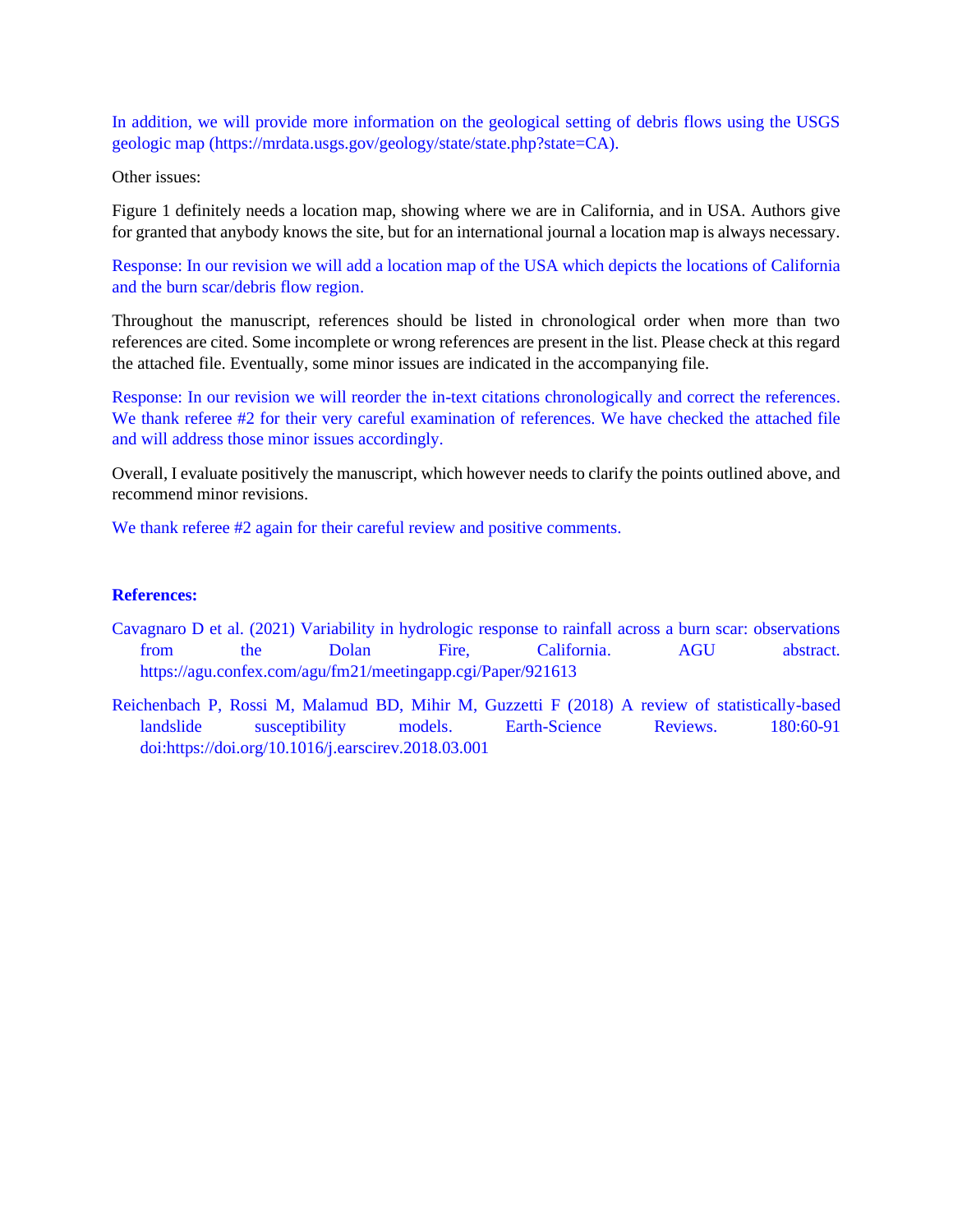In addition, we will provide more information on the geological setting of debris flows using the USGS geologic map (https://mrdata.usgs.gov/geology/state/state.php?state=CA).

Other issues:

Figure 1 definitely needs a location map, showing where we are in California, and in USA. Authors give for granted that anybody knows the site, but for an international journal a location map is always necessary.

Response: In our revision we will add a location map of the USA which depicts the locations of California and the burn scar/debris flow region.

Throughout the manuscript, references should be listed in chronological order when more than two references are cited. Some incomplete or wrong references are present in the list. Please check at this regard the attached file. Eventually, some minor issues are indicated in the accompanying file.

Response: In our revision we will reorder the in-text citations chronologically and correct the references. We thank referee #2 for their very careful examination of references. We have checked the attached file and will address those minor issues accordingly.

Overall, I evaluate positively the manuscript, which however needs to clarify the points outlined above, and recommend minor revisions.

We thank referee #2 again for their careful review and positive comments.

**References:**

Cavagnaro D et al. (2021) Variability in hydrologic response to rainfall across a burn scar: observations from the Dolan Fire, California. AGU abstract. https://agu.confex.com/agu/fm21/meetingapp.cgi/Paper/921613

Reichenbach P, Rossi M, Malamud BD, Mihir M, Guzzetti F (2018) A review of statistically-based landslide susceptibility models. Earth-Science Reviews. 180:60-91 doi:https://doi.org/10.1016/j.earscirev.2018.03.001